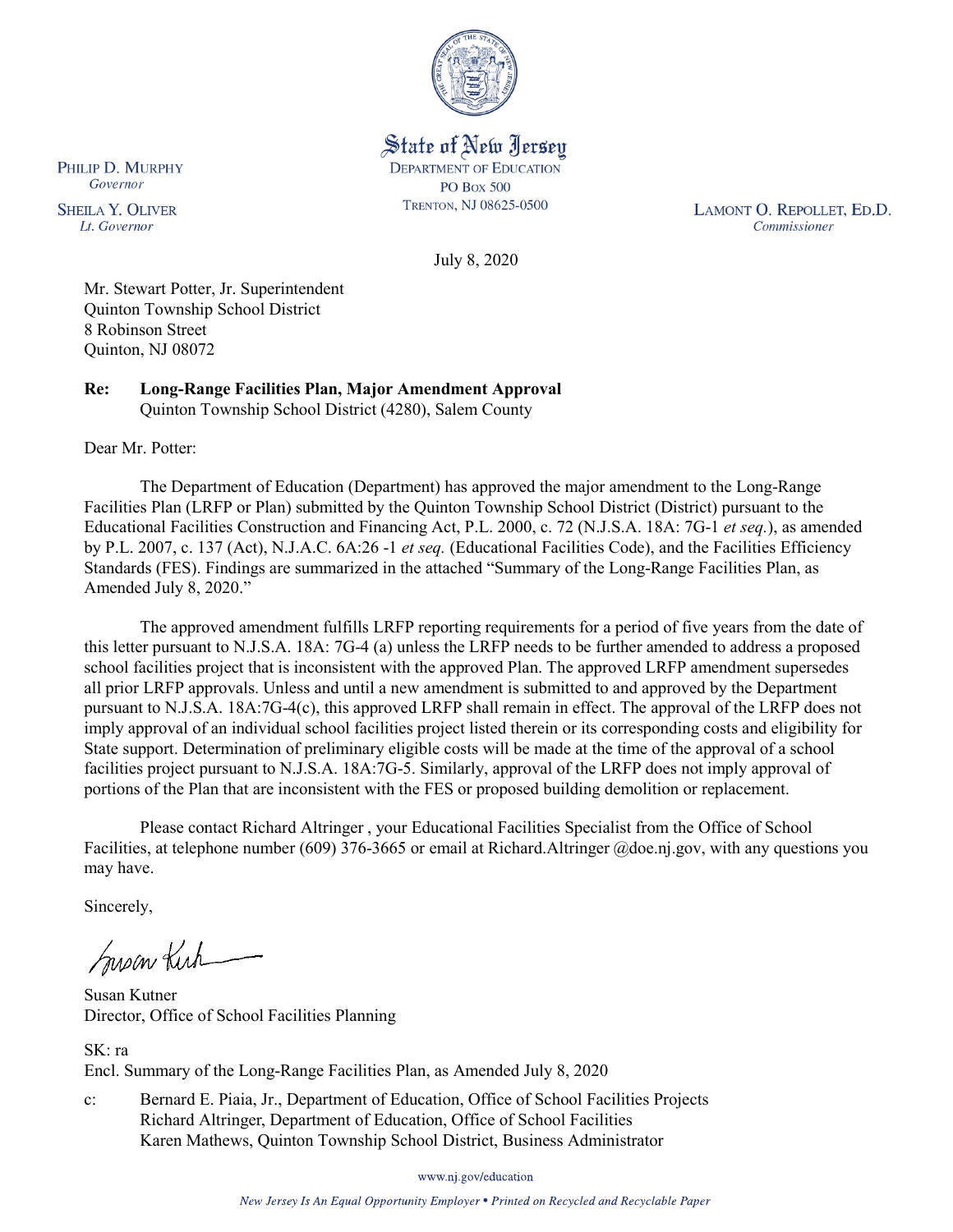State of New Jersey
DEPARTMENT OF EDUCATION
PO Box 500
TRENTON, NJ 08625-0500

PHILIP D. MURPHY
*Governor*

SHEILA Y. OLIVER
*Lt. Governor*

LAMONT O. REPOLLET, ED.D.
*Commissioner*

July 8, 2020

Mr. Stewart Potter, Jr. Superintendent
Quinton Township School District
8 Robinson Street
Quinton, NJ 08072

**Re: Long-Range Facilities Plan, Major Amendment Approval**
Quinton Township School District (4280), Salem County

Dear Mr. Potter:

The Department of Education (Department) has approved the major amendment to the Long-Range Facilities Plan (LRFP or Plan) submitted by the Quinton Township School District (District) pursuant to the Educational Facilities Construction and Financing Act, P.L. 2000, c. 72 (N.J.S.A. 18A: 7G-1 *et seq.*), as amended by P.L. 2007, c. 137 (Act), N.J.A.C. 6A:26 -1 *et seq.* (Educational Facilities Code), and the Facilities Efficiency Standards (FES). Findings are summarized in the attached "Summary of the Long-Range Facilities Plan, as Amended July 8, 2020."

The approved amendment fulfills LRFP reporting requirements for a period of five years from the date of this letter pursuant to N.J.S.A. 18A: 7G-4 (a) unless the LRFP needs to be further amended to address a proposed school facilities project that is inconsistent with the approved Plan. The approved LRFP amendment supersedes all prior LRFP approvals. Unless and until a new amendment is submitted to and approved by the Department pursuant to N.J.S.A. 18A:7G-4(c), this approved LRFP shall remain in effect. The approval of the LRFP does not imply approval of an individual school facilities project listed therein or its corresponding costs and eligibility for State support. Determination of preliminary eligible costs will be made at the time of the approval of a school facilities project pursuant to N.J.S.A. 18A:7G-5. Similarly, approval of the LRFP does not imply approval of portions of the Plan that are inconsistent with the FES or proposed building demolition or replacement.

Please contact Richard Altringer , your Educational Facilities Specialist from the Office of School Facilities, at telephone number (609) 376-3665 or email at Richard.Altringer @doe.nj.gov, with any questions you may have.

Sincerely,

Susan Kutner
Director, Office of School Facilities Planning

SK: ra
Encl. Summary of the Long-Range Facilities Plan, as Amended July 8, 2020

c: Bernard E. Piaia, Jr., Department of Education, Office of School Facilities Projects
Richard Altringer, Department of Education, Office of School Facilities
Karen Mathews, Quinton Township School District, Business Administrator

www.nj.gov/education

*New Jersey Is An Equal Opportunity Employer • Printed on Recycled and Recyclable Paper*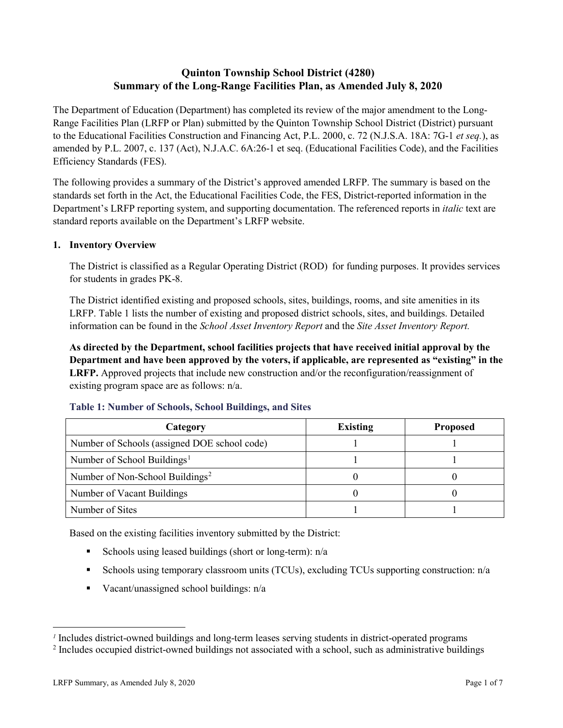# Quinton Township School District (4280)
## Summary of the Long-Range Facilities Plan, as Amended July 8, 2020

The Department of Education (Department) has completed its review of the major amendment to the Long-Range Facilities Plan (LRFP or Plan) submitted by the Quinton Township School District (District) pursuant to the Educational Facilities Construction and Financing Act, P.L. 2000, c. 72 (N.J.S.A. 18A: 7G-1 *et seq.*), as amended by P.L. 2007, c. 137 (Act), N.J.A.C. 6A:26-1 et seq. (Educational Facilities Code), and the Facilities Efficiency Standards (FES).

The following provides a summary of the District's approved amended LRFP. The summary is based on the standards set forth in the Act, the Educational Facilities Code, the FES, District-reported information in the Department's LRFP reporting system, and supporting documentation. The referenced reports in *italic* text are standard reports available on the Department's LRFP website.

### 1. Inventory Overview

The District is classified as a Regular Operating District (ROD) for funding purposes. It provides services for students in grades PK-8.

The District identified existing and proposed schools, sites, buildings, rooms, and site amenities in its LRFP. Table 1 lists the number of existing and proposed district schools, sites, and buildings. Detailed information can be found in the *School Asset Inventory Report* and the *Site Asset Inventory Report.*

**As directed by the Department, school facilities projects that have received initial approval by the Department and have been approved by the voters, if applicable, are represented as "existing" in the LRFP.** Approved projects that include new construction and/or the reconfiguration/reassignment of existing program space are as follows: n/a.

**Table 1: Number of Schools, School Buildings, and Sites**

| Category | Existing | Proposed |
|---|---|---|
| Number of Schools (assigned DOE school code) | 1 | 1 |
| Number of School Buildings[1] | 1 | 1 |
| Number of Non-School Buildings[2] | 0 | 0 |
| Number of Vacant Buildings | 0 | 0 |
| Number of Sites | 1 | 1 |

Based on the existing facilities inventory submitted by the District:

- Schools using leased buildings (short or long-term): n/a
- Schools using temporary classroom units (TCUs), excluding TCUs supporting construction: n/a
- Vacant/unassigned school buildings: n/a

---

[1] Includes district-owned buildings and long-term leases serving students in district-operated programs

[2] Includes occupied district-owned buildings not associated with a school, such as administrative buildings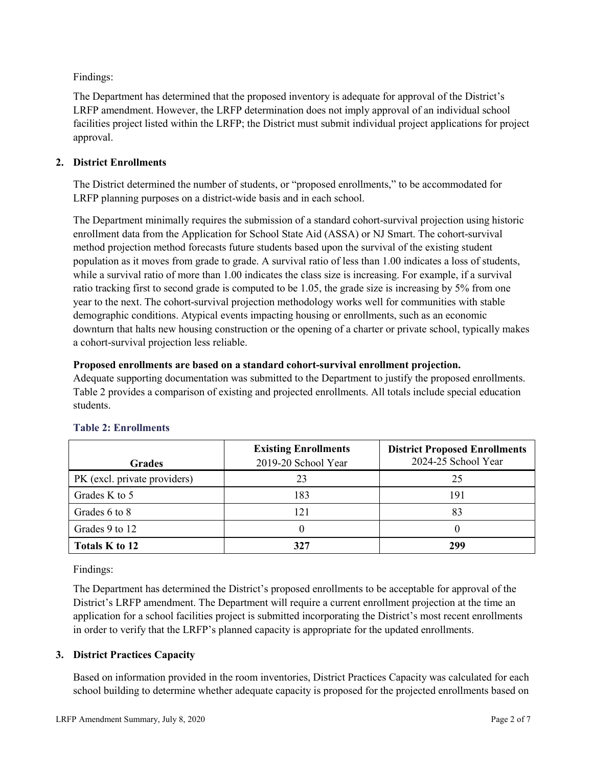Findings:

The Department has determined that the proposed inventory is adequate for approval of the District's LRFP amendment. However, the LRFP determination does not imply approval of an individual school facilities project listed within the LRFP; the District must submit individual project applications for project approval.

## 2. District Enrollments

The District determined the number of students, or "proposed enrollments," to be accommodated for LRFP planning purposes on a district-wide basis and in each school.

The Department minimally requires the submission of a standard cohort-survival projection using historic enrollment data from the Application for School State Aid (ASSA) or NJ Smart. The cohort-survival method projection method forecasts future students based upon the survival of the existing student population as it moves from grade to grade. A survival ratio of less than 1.00 indicates a loss of students, while a survival ratio of more than 1.00 indicates the class size is increasing. For example, if a survival ratio tracking first to second grade is computed to be 1.05, the grade size is increasing by 5% from one year to the next. The cohort-survival projection methodology works well for communities with stable demographic conditions. Atypical events impacting housing or enrollments, such as an economic downturn that halts new housing construction or the opening of a charter or private school, typically makes a cohort-survival projection less reliable.

**Proposed enrollments are based on a standard cohort-survival enrollment projection.**

Adequate supporting documentation was submitted to the Department to justify the proposed enrollments. Table 2 provides a comparison of existing and projected enrollments. All totals include special education students.

### Table 2: Enrollments

| Grades | Existing Enrollments 2019-20 School Year | District Proposed Enrollments 2024-25 School Year |
|---|---|---|
| PK (excl. private providers) | 23 | 25 |
| Grades K to 5 | 183 | 191 |
| Grades 6 to 8 | 121 | 83 |
| Grades 9 to 12 | 0 | 0 |
| **Totals K to 12** | **327** | **299** |

Findings:

The Department has determined the District's proposed enrollments to be acceptable for approval of the District's LRFP amendment. The Department will require a current enrollment projection at the time an application for a school facilities project is submitted incorporating the District's most recent enrollments in order to verify that the LRFP's planned capacity is appropriate for the updated enrollments.

## 3. District Practices Capacity

Based on information provided in the room inventories, District Practices Capacity was calculated for each school building to determine whether adequate capacity is proposed for the projected enrollments based on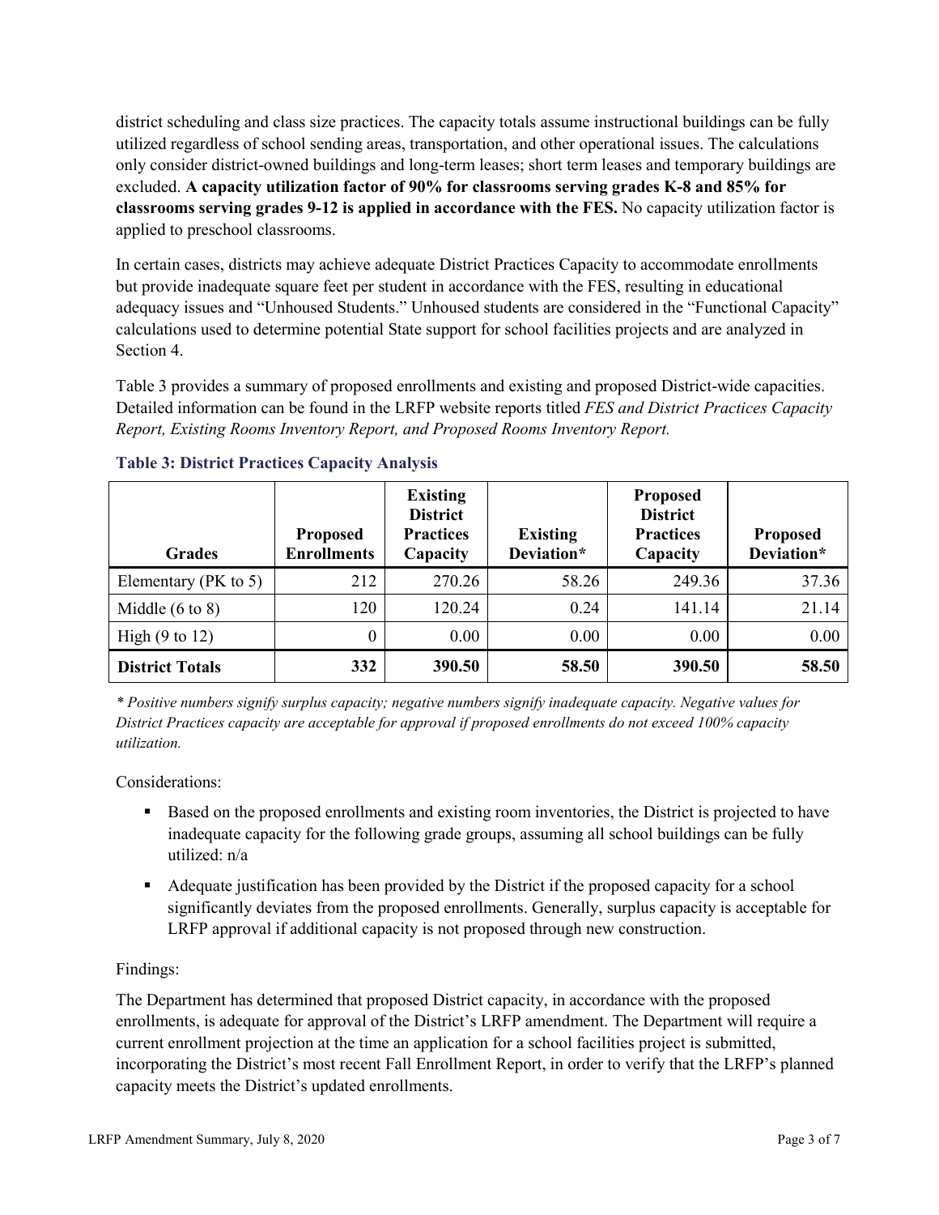district scheduling and class size practices. The capacity totals assume instructional buildings can be fully utilized regardless of school sending areas, transportation, and other operational issues. The calculations only consider district-owned buildings and long-term leases; short term leases and temporary buildings are excluded. **A capacity utilization factor of 90% for classrooms serving grades K-8 and 85% for classrooms serving grades 9-12 is applied in accordance with the FES.** No capacity utilization factor is applied to preschool classrooms.

In certain cases, districts may achieve adequate District Practices Capacity to accommodate enrollments but provide inadequate square feet per student in accordance with the FES, resulting in educational adequacy issues and "Unhoused Students." Unhoused students are considered in the "Functional Capacity" calculations used to determine potential State support for school facilities projects and are analyzed in Section 4.

Table 3 provides a summary of proposed enrollments and existing and proposed District-wide capacities. Detailed information can be found in the LRFP website reports titled *FES and District Practices Capacity Report, Existing Rooms Inventory Report, and Proposed Rooms Inventory Report.*

### Table 3: District Practices Capacity Analysis

| Grades | Proposed Enrollments | Existing District Practices Capacity | Existing Deviation* | Proposed District Practices Capacity | Proposed Deviation* |
|---|---|---|---|---|---|
| Elementary (PK to 5) | 212 | 270.26 | 58.26 | 249.36 | 37.36 |
| Middle (6 to 8) | 120 | 120.24 | 0.24 | 141.14 | 21.14 |
| High (9 to 12) | 0 | 0.00 | 0.00 | 0.00 | 0.00 |
| **District Totals** | **332** | **390.50** | **58.50** | **390.50** | **58.50** |

*\* Positive numbers signify surplus capacity; negative numbers signify inadequate capacity. Negative values for District Practices capacity are acceptable for approval if proposed enrollments do not exceed 100% capacity utilization.*

Considerations:

- Based on the proposed enrollments and existing room inventories, the District is projected to have inadequate capacity for the following grade groups, assuming all school buildings can be fully utilized: n/a
- Adequate justification has been provided by the District if the proposed capacity for a school significantly deviates from the proposed enrollments. Generally, surplus capacity is acceptable for LRFP approval if additional capacity is not proposed through new construction.

Findings:

The Department has determined that proposed District capacity, in accordance with the proposed enrollments, is adequate for approval of the District's LRFP amendment. The Department will require a current enrollment projection at the time an application for a school facilities project is submitted, incorporating the District's most recent Fall Enrollment Report, in order to verify that the LRFP's planned capacity meets the District's updated enrollments.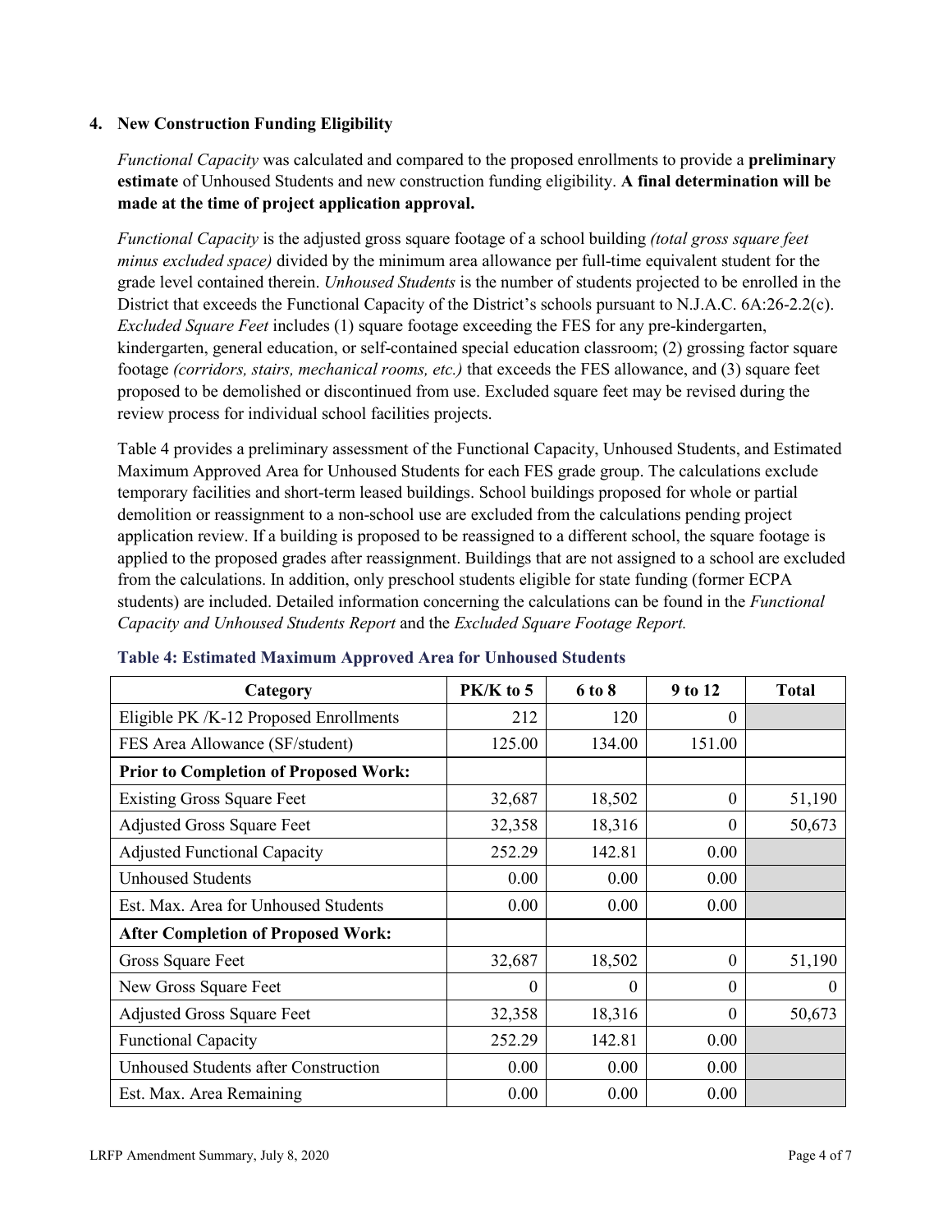## 4. New Construction Funding Eligibility

*Functional Capacity* was calculated and compared to the proposed enrollments to provide a **preliminary estimate** of Unhoused Students and new construction funding eligibility. **A final determination will be made at the time of project application approval.**

*Functional Capacity* is the adjusted gross square footage of a school building *(total gross square feet minus excluded space)* divided by the minimum area allowance per full-time equivalent student for the grade level contained therein. *Unhoused Students* is the number of students projected to be enrolled in the District that exceeds the Functional Capacity of the District's schools pursuant to N.J.A.C. 6A:26-2.2(c). *Excluded Square Feet* includes (1) square footage exceeding the FES for any pre-kindergarten, kindergarten, general education, or self-contained special education classroom; (2) grossing factor square footage *(corridors, stairs, mechanical rooms, etc.)* that exceeds the FES allowance, and (3) square feet proposed to be demolished or discontinued from use. Excluded square feet may be revised during the review process for individual school facilities projects.

Table 4 provides a preliminary assessment of the Functional Capacity, Unhoused Students, and Estimated Maximum Approved Area for Unhoused Students for each FES grade group. The calculations exclude temporary facilities and short-term leased buildings. School buildings proposed for whole or partial demolition or reassignment to a non-school use are excluded from the calculations pending project application review. If a building is proposed to be reassigned to a different school, the square footage is applied to the proposed grades after reassignment. Buildings that are not assigned to a school are excluded from the calculations. In addition, only preschool students eligible for state funding (former ECPA students) are included. Detailed information concerning the calculations can be found in the *Functional Capacity and Unhoused Students Report* and the *Excluded Square Footage Report.*

**Table 4: Estimated Maximum Approved Area for Unhoused Students**

| Category | PK/K to 5 | 6 to 8 | 9 to 12 | Total |
|---|---|---|---|---|
| Eligible PK /K-12 Proposed Enrollments | 212 | 120 | 0 | |
| FES Area Allowance (SF/student) | 125.00 | 134.00 | 151.00 | |
| **Prior to Completion of Proposed Work:** | | | | |
| Existing Gross Square Feet | 32,687 | 18,502 | 0 | 51,190 |
| Adjusted Gross Square Feet | 32,358 | 18,316 | 0 | 50,673 |
| Adjusted Functional Capacity | 252.29 | 142.81 | 0.00 | |
| Unhoused Students | 0.00 | 0.00 | 0.00 | |
| Est. Max. Area for Unhoused Students | 0.00 | 0.00 | 0.00 | |
| **After Completion of Proposed Work:** | | | | |
| Gross Square Feet | 32,687 | 18,502 | 0 | 51,190 |
| New Gross Square Feet | 0 | 0 | 0 | 0 |
| Adjusted Gross Square Feet | 32,358 | 18,316 | 0 | 50,673 |
| Functional Capacity | 252.29 | 142.81 | 0.00 | |
| Unhoused Students after Construction | 0.00 | 0.00 | 0.00 | |
| Est. Max. Area Remaining | 0.00 | 0.00 | 0.00 | |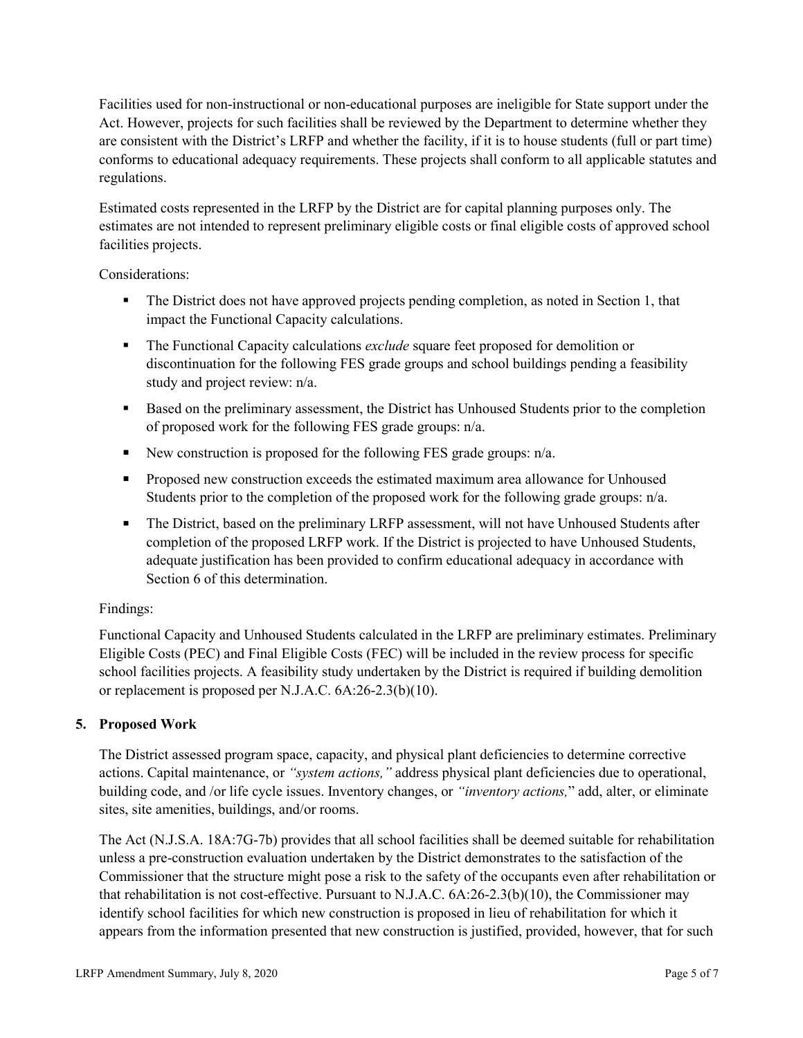Facilities used for non-instructional or non-educational purposes are ineligible for State support under the Act. However, projects for such facilities shall be reviewed by the Department to determine whether they are consistent with the District's LRFP and whether the facility, if it is to house students (full or part time) conforms to educational adequacy requirements. These projects shall conform to all applicable statutes and regulations.

Estimated costs represented in the LRFP by the District are for capital planning purposes only. The estimates are not intended to represent preliminary eligible costs or final eligible costs of approved school facilities projects.

Considerations:

- The District does not have approved projects pending completion, as noted in Section 1, that impact the Functional Capacity calculations.
- The Functional Capacity calculations *exclude* square feet proposed for demolition or discontinuation for the following FES grade groups and school buildings pending a feasibility study and project review: n/a.
- Based on the preliminary assessment, the District has Unhoused Students prior to the completion of proposed work for the following FES grade groups: n/a.
- New construction is proposed for the following FES grade groups: n/a.
- Proposed new construction exceeds the estimated maximum area allowance for Unhoused Students prior to the completion of the proposed work for the following grade groups: n/a.
- The District, based on the preliminary LRFP assessment, will not have Unhoused Students after completion of the proposed LRFP work. If the District is projected to have Unhoused Students, adequate justification has been provided to confirm educational adequacy in accordance with Section 6 of this determination.

Findings:

Functional Capacity and Unhoused Students calculated in the LRFP are preliminary estimates. Preliminary Eligible Costs (PEC) and Final Eligible Costs (FEC) will be included in the review process for specific school facilities projects. A feasibility study undertaken by the District is required if building demolition or replacement is proposed per N.J.A.C. 6A:26-2.3(b)(10).

## 5. Proposed Work

The District assessed program space, capacity, and physical plant deficiencies to determine corrective actions. Capital maintenance, or *"system actions,"* address physical plant deficiencies due to operational, building code, and /or life cycle issues. Inventory changes, or *"inventory actions,"* add, alter, or eliminate sites, site amenities, buildings, and/or rooms.

The Act (N.J.S.A. 18A:7G-7b) provides that all school facilities shall be deemed suitable for rehabilitation unless a pre-construction evaluation undertaken by the District demonstrates to the satisfaction of the Commissioner that the structure might pose a risk to the safety of the occupants even after rehabilitation or that rehabilitation is not cost-effective. Pursuant to N.J.A.C. 6A:26-2.3(b)(10), the Commissioner may identify school facilities for which new construction is proposed in lieu of rehabilitation for which it appears from the information presented that new construction is justified, provided, however, that for such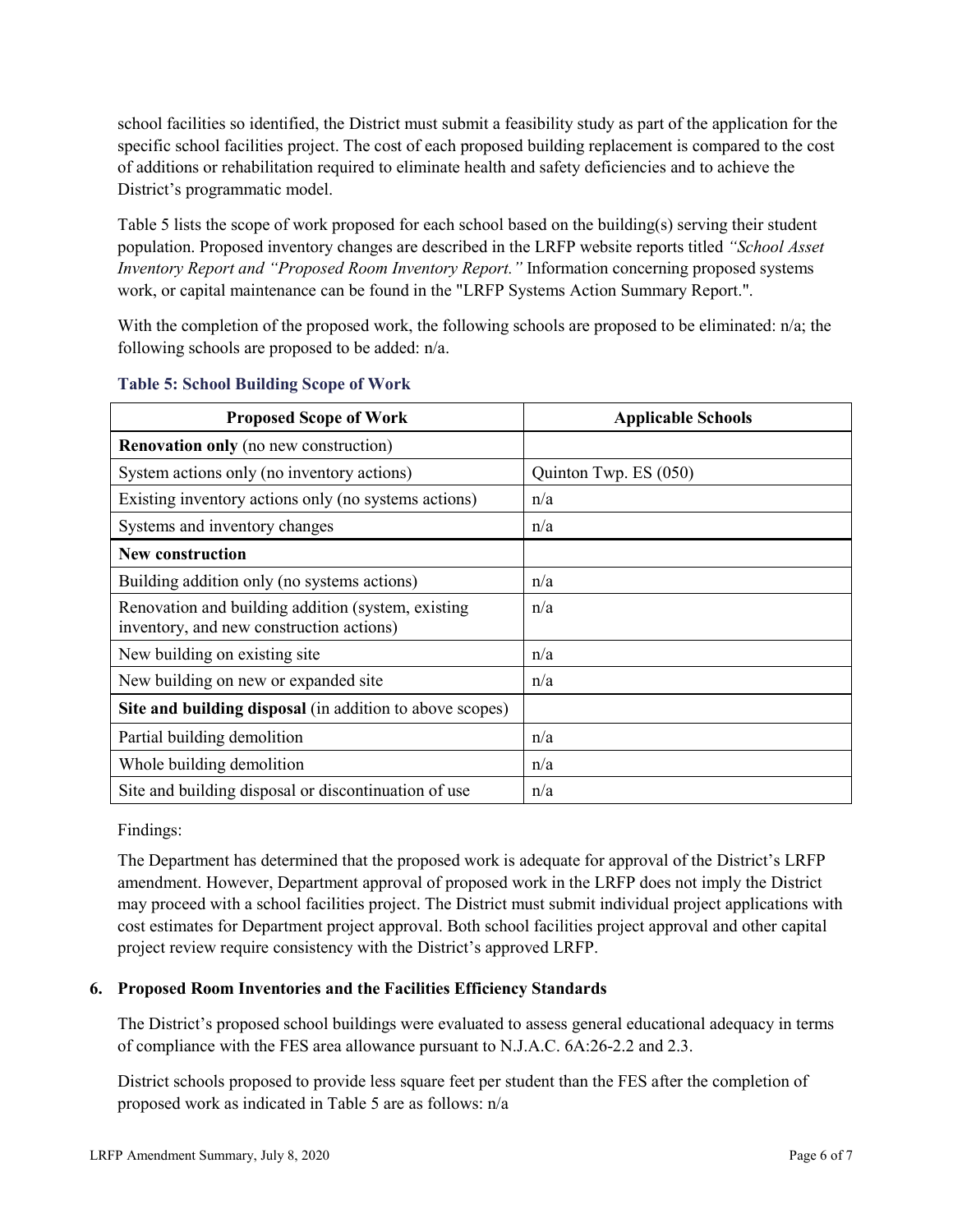school facilities so identified, the District must submit a feasibility study as part of the application for the specific school facilities project. The cost of each proposed building replacement is compared to the cost of additions or rehabilitation required to eliminate health and safety deficiencies and to achieve the District's programmatic model.

Table 5 lists the scope of work proposed for each school based on the building(s) serving their student population. Proposed inventory changes are described in the LRFP website reports titled *"School Asset Inventory Report and "Proposed Room Inventory Report."* Information concerning proposed systems work, or capital maintenance can be found in the "LRFP Systems Action Summary Report.".

With the completion of the proposed work, the following schools are proposed to be eliminated: n/a; the following schools are proposed to be added: n/a.

**Table 5: School Building Scope of Work**

| Proposed Scope of Work | Applicable Schools |
|---|---|
| **Renovation only** (no new construction) | |
| System actions only (no inventory actions) | Quinton Twp. ES (050) |
| Existing inventory actions only (no systems actions) | n/a |
| Systems and inventory changes | n/a |
| **New construction** | |
| Building addition only (no systems actions) | n/a |
| Renovation and building addition (system, existing inventory, and new construction actions) | n/a |
| New building on existing site | n/a |
| New building on new or expanded site | n/a |
| **Site and building disposal** (in addition to above scopes) | |
| Partial building demolition | n/a |
| Whole building demolition | n/a |
| Site and building disposal or discontinuation of use | n/a |

Findings:

The Department has determined that the proposed work is adequate for approval of the District's LRFP amendment. However, Department approval of proposed work in the LRFP does not imply the District may proceed with a school facilities project. The District must submit individual project applications with cost estimates for Department project approval. Both school facilities project approval and other capital project review require consistency with the District's approved LRFP.

### 6. Proposed Room Inventories and the Facilities Efficiency Standards

The District's proposed school buildings were evaluated to assess general educational adequacy in terms of compliance with the FES area allowance pursuant to N.J.A.C. 6A:26-2.2 and 2.3.

District schools proposed to provide less square feet per student than the FES after the completion of proposed work as indicated in Table 5 are as follows: n/a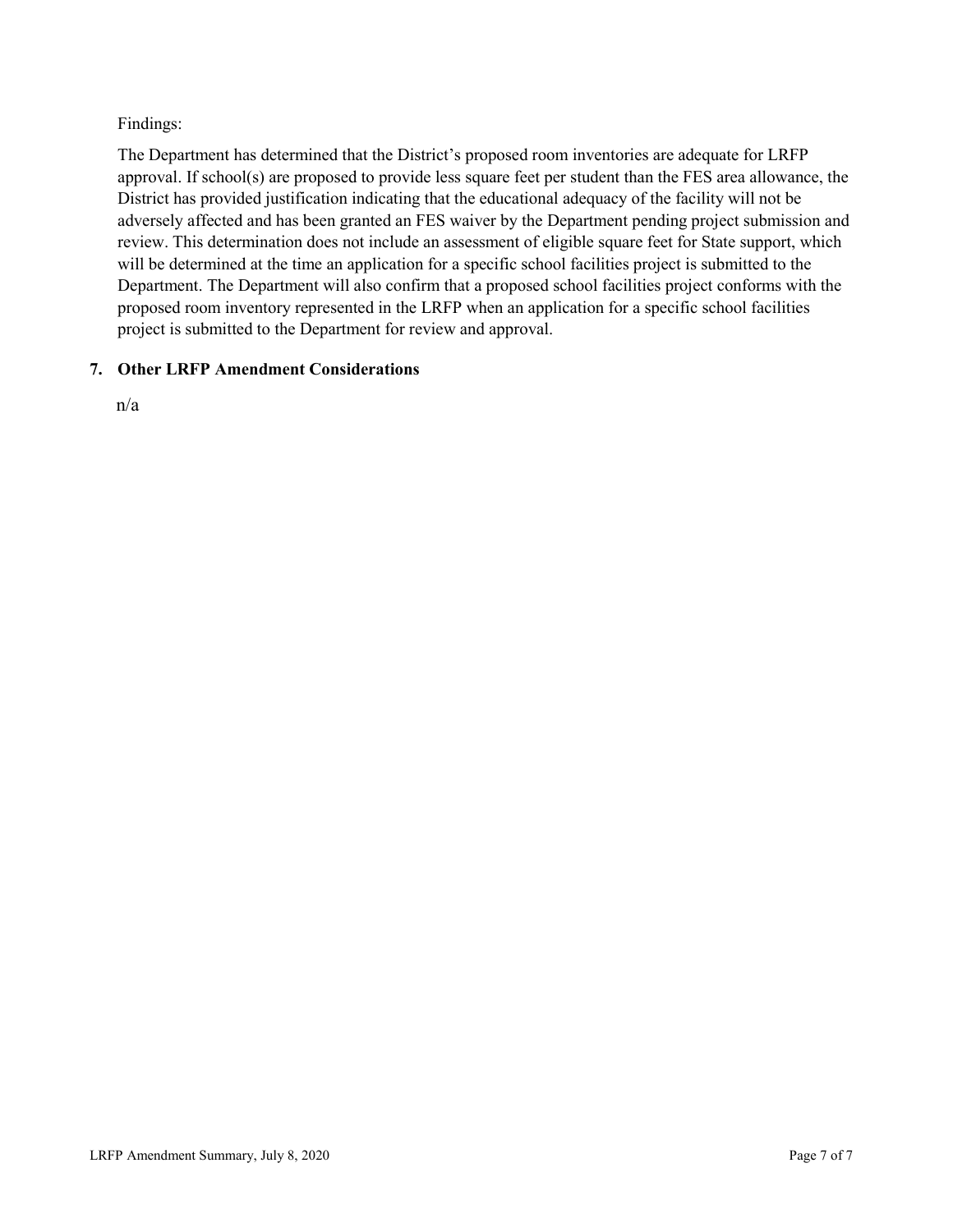Findings:

The Department has determined that the District's proposed room inventories are adequate for LRFP approval. If school(s) are proposed to provide less square feet per student than the FES area allowance, the District has provided justification indicating that the educational adequacy of the facility will not be adversely affected and has been granted an FES waiver by the Department pending project submission and review. This determination does not include an assessment of eligible square feet for State support, which will be determined at the time an application for a specific school facilities project is submitted to the Department. The Department will also confirm that a proposed school facilities project conforms with the proposed room inventory represented in the LRFP when an application for a specific school facilities project is submitted to the Department for review and approval.

## 7. Other LRFP Amendment Considerations

n/a